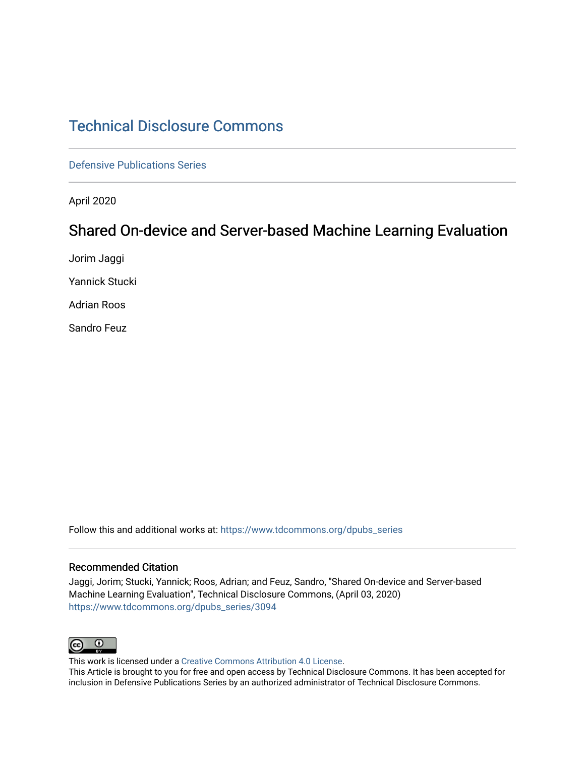# Technical Disclosure Commons

Defensive Publications Series

April 2020

## Shared On-device and Server-based Machine Learning Evaluation

Jorim Jaggi

Yannick Stucki

Adrian Roos

Sandro Feuz

Follow this and additional works at: https://www.tdcommons.org/dpubs_series

### Recommended Citation

Jaggi, Jorim; Stucki, Yannick; Roos, Adrian; and Feuz, Sandro, "Shared On-device and Server-based Machine Learning Evaluation", Technical Disclosure Commons, (April 03, 2020)
https://www.tdcommons.org/dpubs_series/3094

This work is licensed under a Creative Commons Attribution 4.0 License.
This Article is brought to you for free and open access by Technical Disclosure Commons. It has been accepted for inclusion in Defensive Publications Series by an authorized administrator of Technical Disclosure Commons.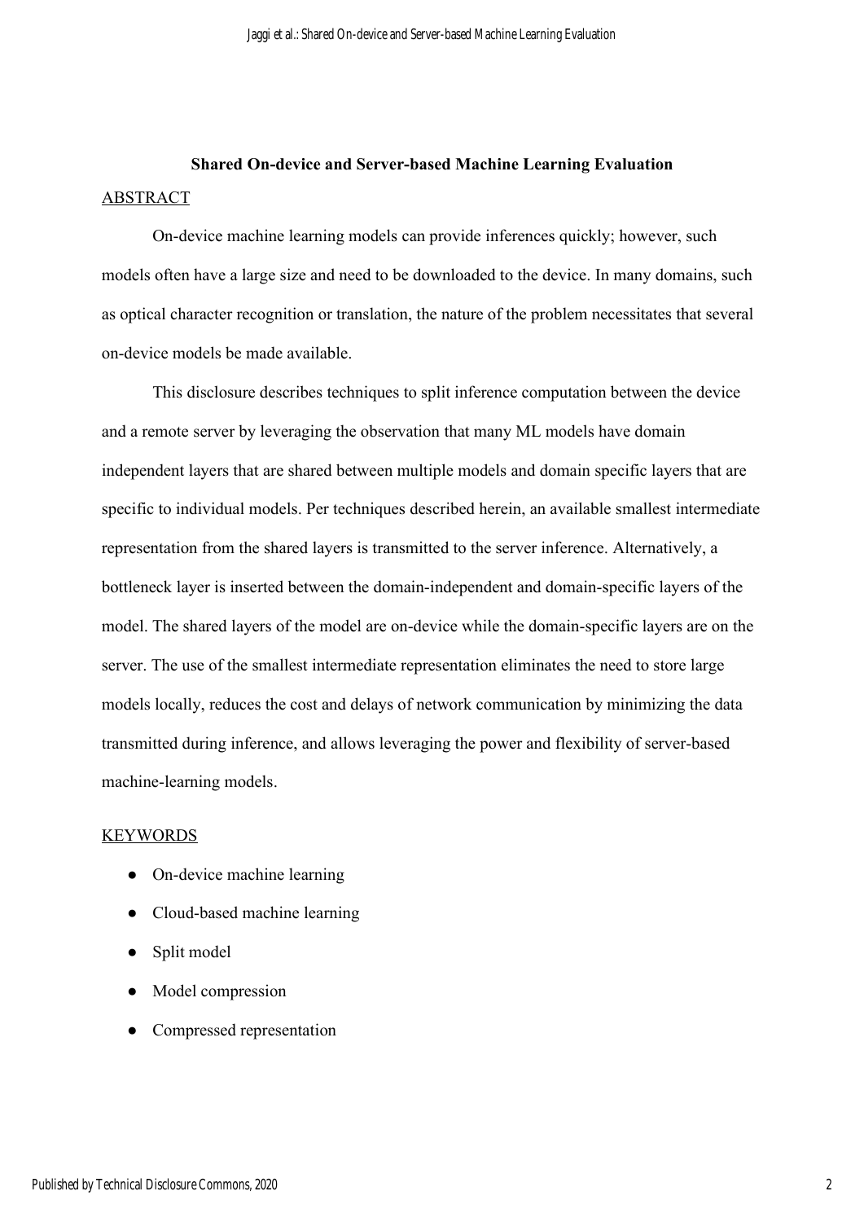**Shared On-device and Server-based Machine Learning Evaluation**

ABSTRACT

On-device machine learning models can provide inferences quickly; however, such models often have a large size and need to be downloaded to the device. In many domains, such as optical character recognition or translation, the nature of the problem necessitates that several on-device models be made available.

This disclosure describes techniques to split inference computation between the device and a remote server by leveraging the observation that many ML models have domain independent layers that are shared between multiple models and domain specific layers that are specific to individual models. Per techniques described herein, an available smallest intermediate representation from the shared layers is transmitted to the server inference. Alternatively, a bottleneck layer is inserted between the domain-independent and domain-specific layers of the model. The shared layers of the model are on-device while the domain-specific layers are on the server. The use of the smallest intermediate representation eliminates the need to store large models locally, reduces the cost and delays of network communication by minimizing the data transmitted during inference, and allows leveraging the power and flexibility of server-based machine-learning models.

KEYWORDS

- On-device machine learning
- Cloud-based machine learning
- Split model
- Model compression
- Compressed representation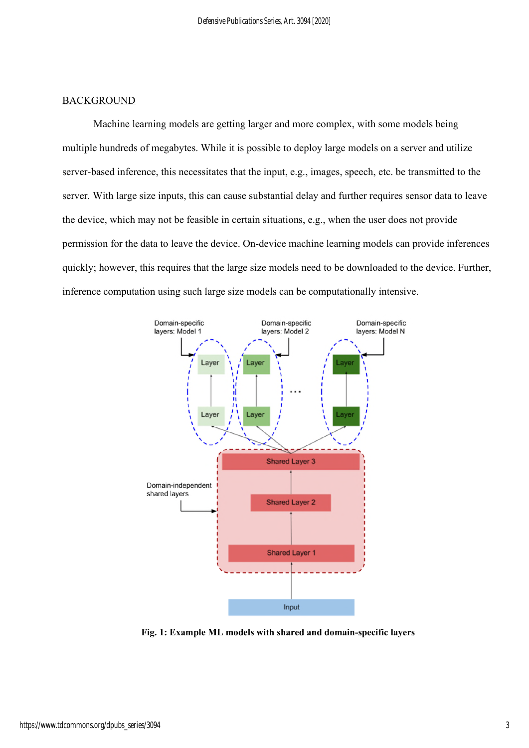## BACKGROUND

Machine learning models are getting larger and more complex, with some models being multiple hundreds of megabytes. While it is possible to deploy large models on a server and utilize server-based inference, this necessitates that the input, e.g., images, speech, etc. be transmitted to the server. With large size inputs, this can cause substantial delay and further requires sensor data to leave the device, which may not be feasible in certain situations, e.g., when the user does not provide permission for the data to leave the device. On-device machine learning models can provide inferences quickly; however, this requires that the large size models need to be downloaded to the device. Further, inference computation using such large size models can be computationally intensive.

**Fig. 1: Example ML models with shared and domain-specific layers**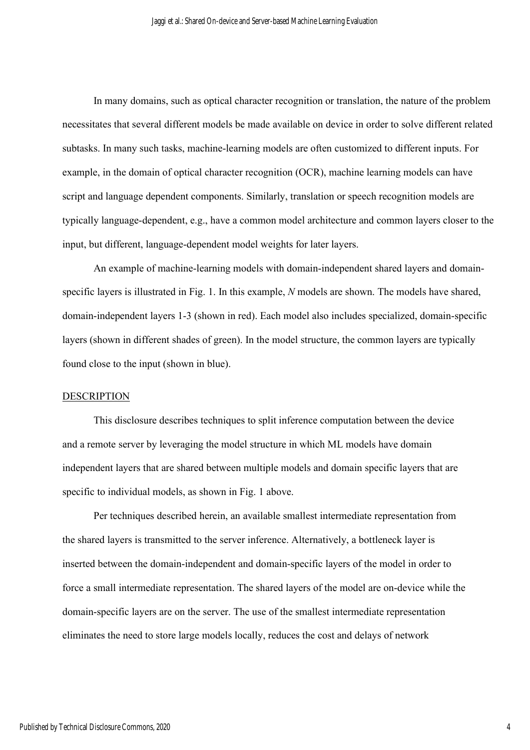In many domains, such as optical character recognition or translation, the nature of the problem necessitates that several different models be made available on device in order to solve different related subtasks. In many such tasks, machine-learning models are often customized to different inputs. For example, in the domain of optical character recognition (OCR), machine learning models can have script and language dependent components. Similarly, translation or speech recognition models are typically language-dependent, e.g., have a common model architecture and common layers closer to the input, but different, language-dependent model weights for later layers.

An example of machine-learning models with domain-independent shared layers and domain-specific layers is illustrated in Fig. 1. In this example, *N* models are shown. The models have shared, domain-independent layers 1-3 (shown in red). Each model also includes specialized, domain-specific layers (shown in different shades of green). In the model structure, the common layers are typically found close to the input (shown in blue).

## DESCRIPTION

This disclosure describes techniques to split inference computation between the device and a remote server by leveraging the model structure in which ML models have domain independent layers that are shared between multiple models and domain specific layers that are specific to individual models, as shown in Fig. 1 above.

Per techniques described herein, an available smallest intermediate representation from the shared layers is transmitted to the server inference. Alternatively, a bottleneck layer is inserted between the domain-independent and domain-specific layers of the model in order to force a small intermediate representation. The shared layers of the model are on-device while the domain-specific layers are on the server. The use of the smallest intermediate representation eliminates the need to store large models locally, reduces the cost and delays of network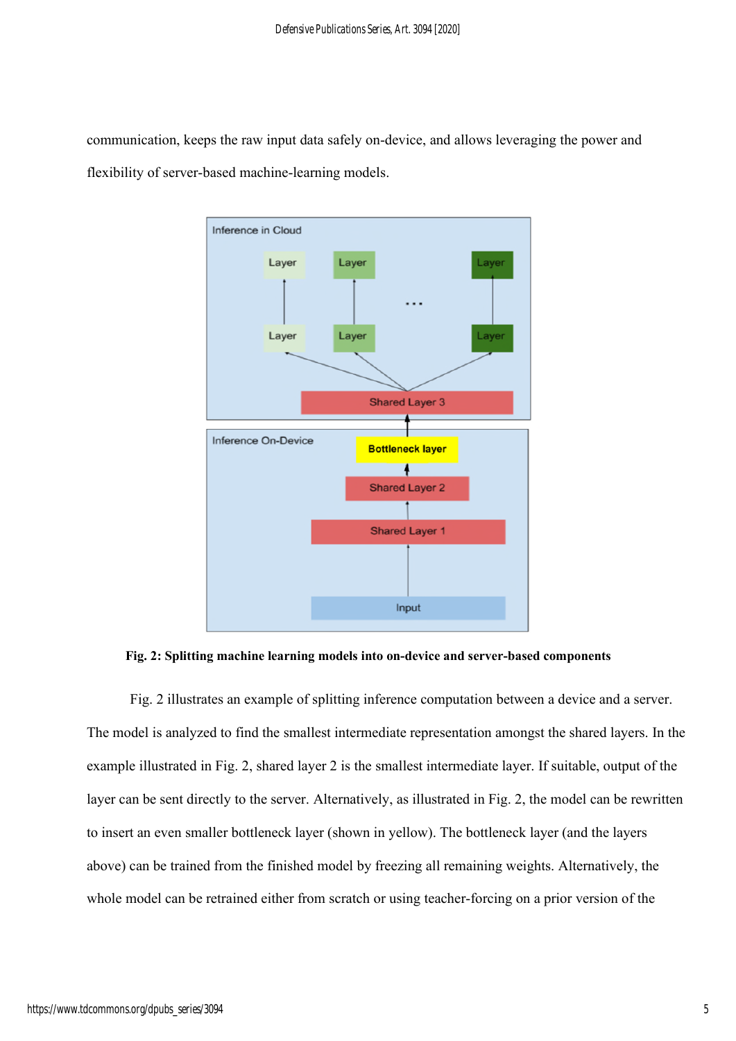communication, keeps the raw input data safely on-device, and allows leveraging the power and flexibility of server-based machine-learning models.

**Fig. 2: Splitting machine learning models into on-device and server-based components**

Fig. 2 illustrates an example of splitting inference computation between a device and a server. The model is analyzed to find the smallest intermediate representation amongst the shared layers. In the example illustrated in Fig. 2, shared layer 2 is the smallest intermediate layer. If suitable, output of the layer can be sent directly to the server. Alternatively, as illustrated in Fig. 2, the model can be rewritten to insert an even smaller bottleneck layer (shown in yellow). The bottleneck layer (and the layers above) can be trained from the finished model by freezing all remaining weights. Alternatively, the whole model can be retrained either from scratch or using teacher-forcing on a prior version of the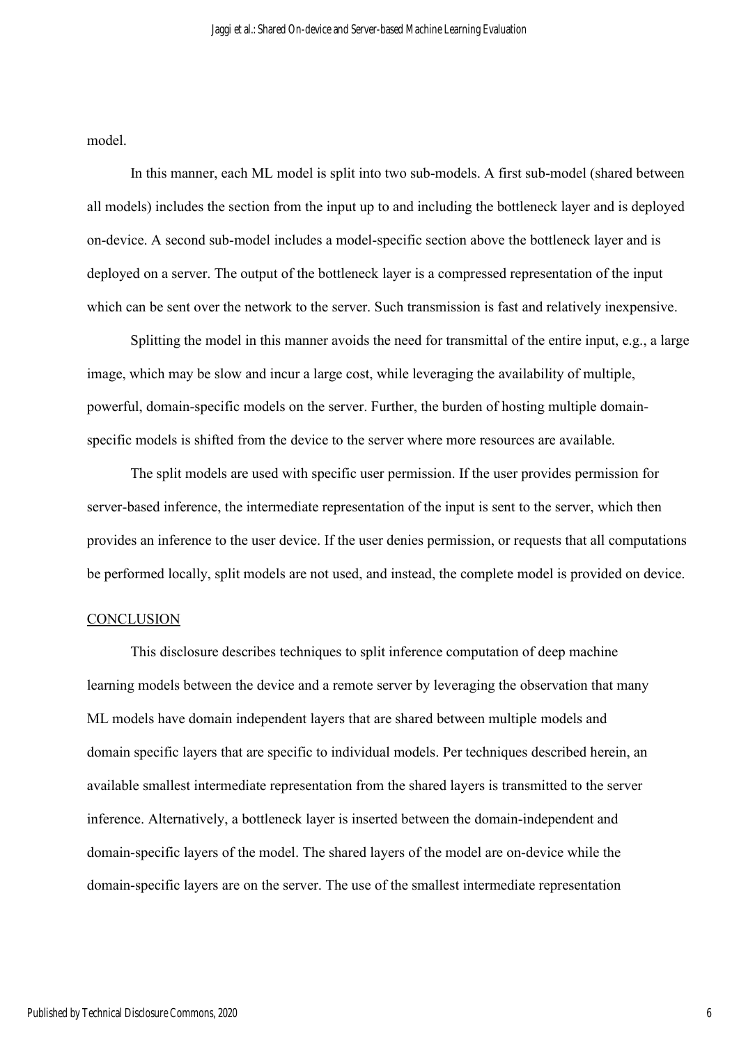model.

In this manner, each ML model is split into two sub-models. A first sub-model (shared between all models) includes the section from the input up to and including the bottleneck layer and is deployed on-device. A second sub-model includes a model-specific section above the bottleneck layer and is deployed on a server. The output of the bottleneck layer is a compressed representation of the input which can be sent over the network to the server. Such transmission is fast and relatively inexpensive.

Splitting the model in this manner avoids the need for transmittal of the entire input, e.g., a large image, which may be slow and incur a large cost, while leveraging the availability of multiple, powerful, domain-specific models on the server. Further, the burden of hosting multiple domain-specific models is shifted from the device to the server where more resources are available.

The split models are used with specific user permission. If the user provides permission for server-based inference, the intermediate representation of the input is sent to the server, which then provides an inference to the user device. If the user denies permission, or requests that all computations be performed locally, split models are not used, and instead, the complete model is provided on device.

## CONCLUSION

This disclosure describes techniques to split inference computation of deep machine learning models between the device and a remote server by leveraging the observation that many ML models have domain independent layers that are shared between multiple models and domain specific layers that are specific to individual models. Per techniques described herein, an available smallest intermediate representation from the shared layers is transmitted to the server inference. Alternatively, a bottleneck layer is inserted between the domain-independent and domain-specific layers of the model. The shared layers of the model are on-device while the domain-specific layers are on the server. The use of the smallest intermediate representation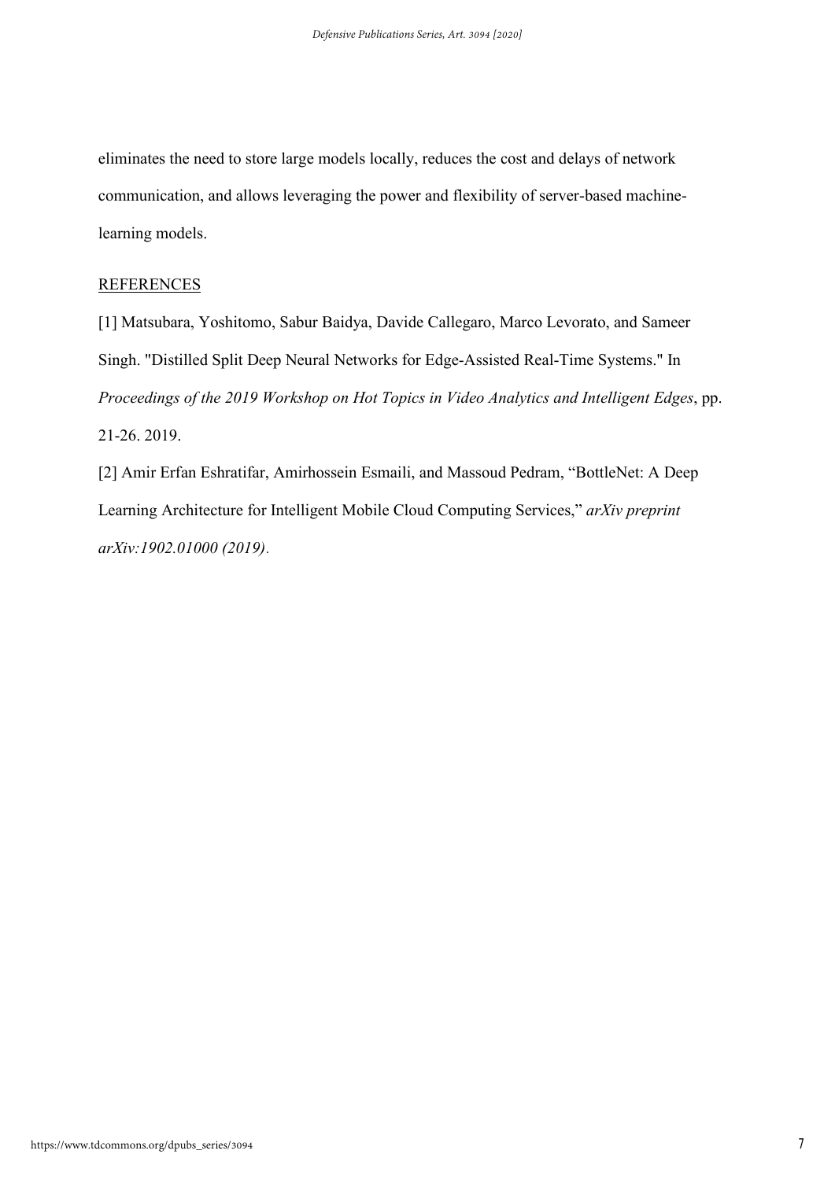eliminates the need to store large models locally, reduces the cost and delays of network communication, and allows leveraging the power and flexibility of server-based machine-learning models.

## REFERENCES

[1] Matsubara, Yoshitomo, Sabur Baidya, Davide Callegaro, Marco Levorato, and Sameer Singh. "Distilled Split Deep Neural Networks for Edge-Assisted Real-Time Systems." In *Proceedings of the 2019 Workshop on Hot Topics in Video Analytics and Intelligent Edges*, pp. 21-26. 2019.

[2] Amir Erfan Eshratifar, Amirhossein Esmaili, and Massoud Pedram, "BottleNet: A Deep Learning Architecture for Intelligent Mobile Cloud Computing Services," *arXiv preprint arXiv:1902.01000 (2019)*.